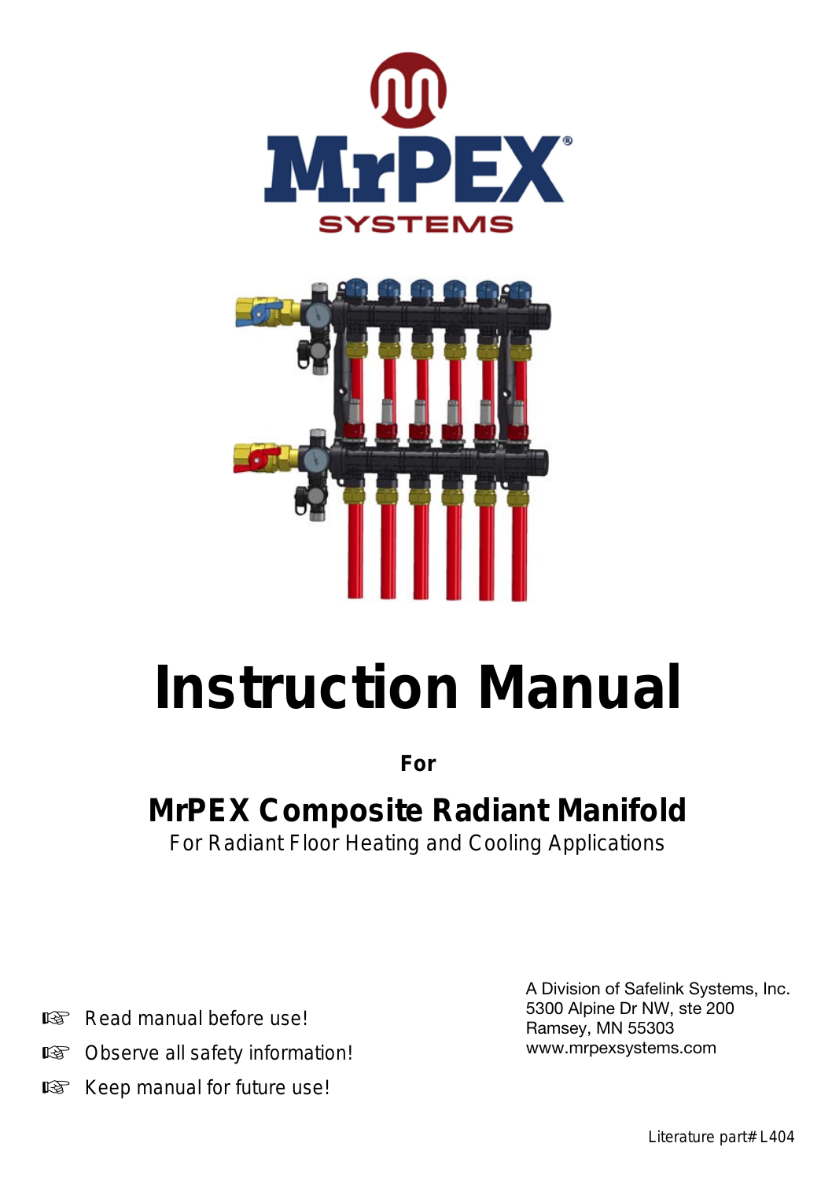MrPEX
SYSTEMS

# Instruction Manual

**For**

## MrPEX Composite Radiant Manifold

For Radiant Floor Heating and Cooling Applications

- ☞ Read manual before use!
- ☞ Observe all safety information!
- ☞ Keep manual for future use!

A Division of Safelink Systems, Inc.
5300 Alpine Dr NW, ste 200
Ramsey, MN 55303
www.mrpexsystems.com

Literature part# L404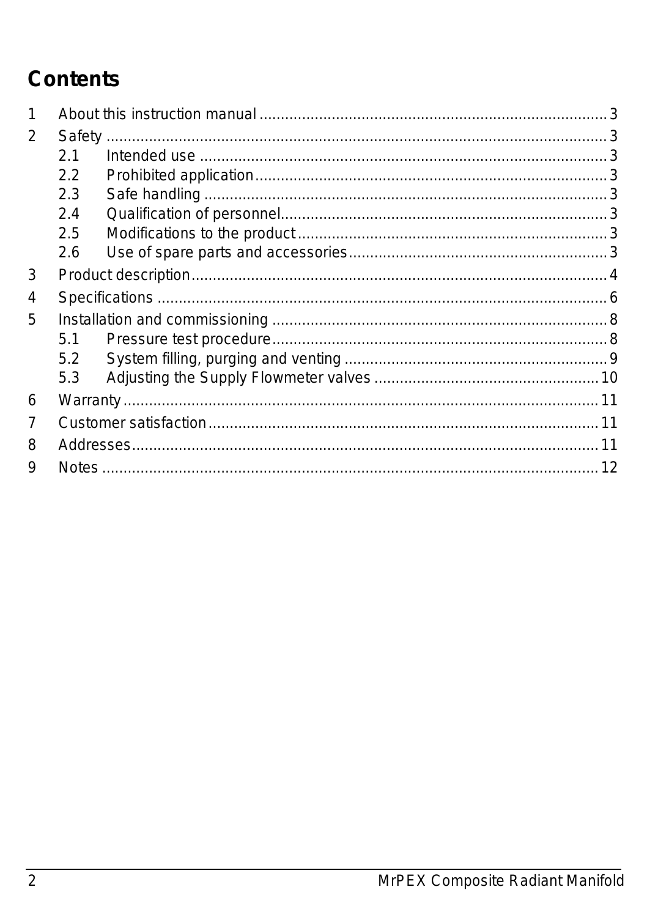# Contents

1 About this instruction manual ........................................................................ 3

2 Safety ............................................................................................................ 3

  2.1 Intended use ......................................................................................... 3

  2.2 Prohibited application ............................................................................ 3

  2.3 Safe handling ........................................................................................ 3

  2.4 Qualification of personnel ..................................................................... 3

  2.5 Modifications to the product ................................................................. 3

  2.6 Use of spare parts and accessories ....................................................... 3

3 Product description ........................................................................................ 4

4 Specifications ................................................................................................ 6

5 Installation and commissioning ..................................................................... 8

  5.1 Pressure test procedure ........................................................................ 8

  5.2 System filling, purging and venting ........................................................ 9

  5.3 Adjusting the Supply Flowmeter valves ................................................ 10

6 Warranty ...................................................................................................... 11

7 Customer satisfaction .................................................................................. 11

8 Addresses .................................................................................................... 11

9 Notes ........................................................................................................... 12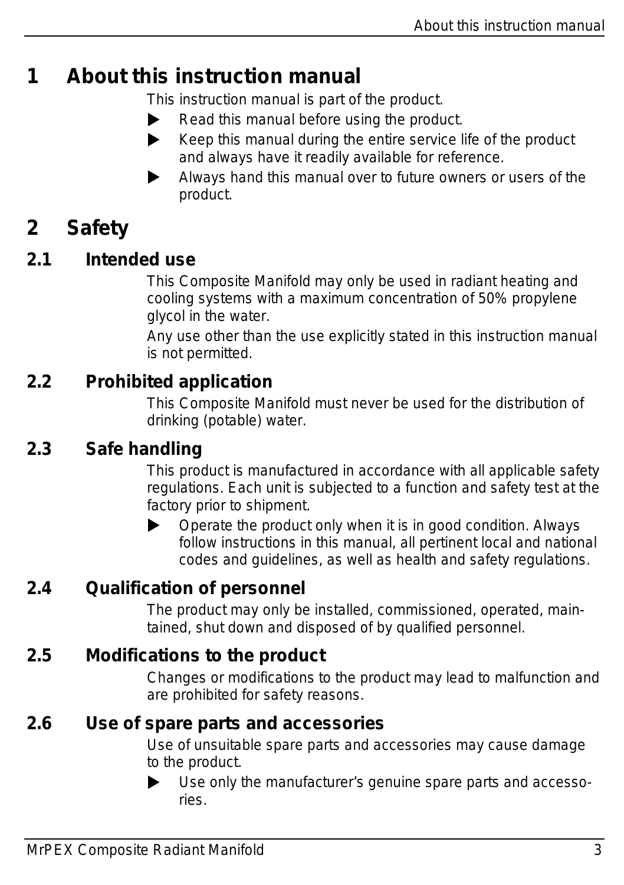# 1 About this instruction manual

This instruction manual is part of the product.

- Read this manual before using the product.
- Keep this manual during the entire service life of the product and always have it readily available for reference.
- Always hand this manual over to future owners or users of the product.

# 2 Safety

## 2.1 Intended use

This Composite Manifold may only be used in radiant heating and cooling systems with a maximum concentration of 50% propylene glycol in the water.

Any use other than the use explicitly stated in this instruction manual is not permitted.

## 2.2 Prohibited application

This Composite Manifold must never be used for the distribution of drinking (potable) water.

## 2.3 Safe handling

This product is manufactured in accordance with all applicable safety regulations. Each unit is subjected to a function and safety test at the factory prior to shipment.

- Operate the product only when it is in good condition. Always follow instructions in this manual, all pertinent local and national codes and guidelines, as well as health and safety regulations.

## 2.4 Qualification of personnel

The product may only be installed, commissioned, operated, maintained, shut down and disposed of by qualified personnel.

## 2.5 Modifications to the product

Changes or modifications to the product may lead to malfunction and are prohibited for safety reasons.

## 2.6 Use of spare parts and accessories

Use of unsuitable spare parts and accessories may cause damage to the product.

- Use only the manufacturer's genuine spare parts and accessories.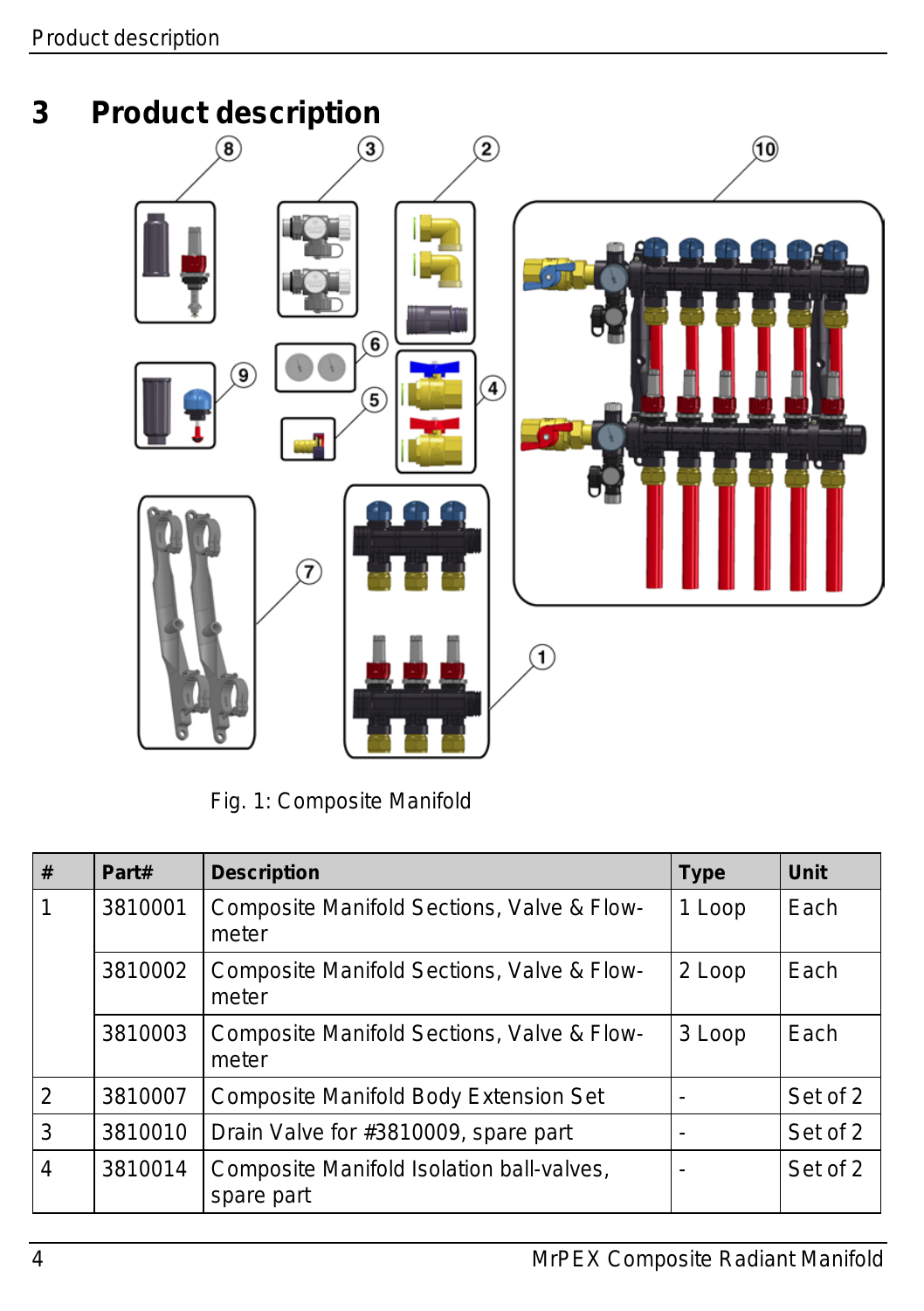# 3 Product description

Fig. 1: Composite Manifold

| # | Part# | Description | Type | Unit |
|---|---|---|---|---|
| 1 | 3810001 | Composite Manifold Sections, Valve & Flow-meter | 1 Loop | Each |
| | 3810002 | Composite Manifold Sections, Valve & Flow-meter | 2 Loop | Each |
| | 3810003 | Composite Manifold Sections, Valve & Flow-meter | 3 Loop | Each |
| 2 | 3810007 | Composite Manifold Body Extension Set | - | Set of 2 |
| 3 | 3810010 | Drain Valve for #3810009, spare part | - | Set of 2 |
| 4 | 3810014 | Composite Manifold Isolation ball-valves, spare part | - | Set of 2 |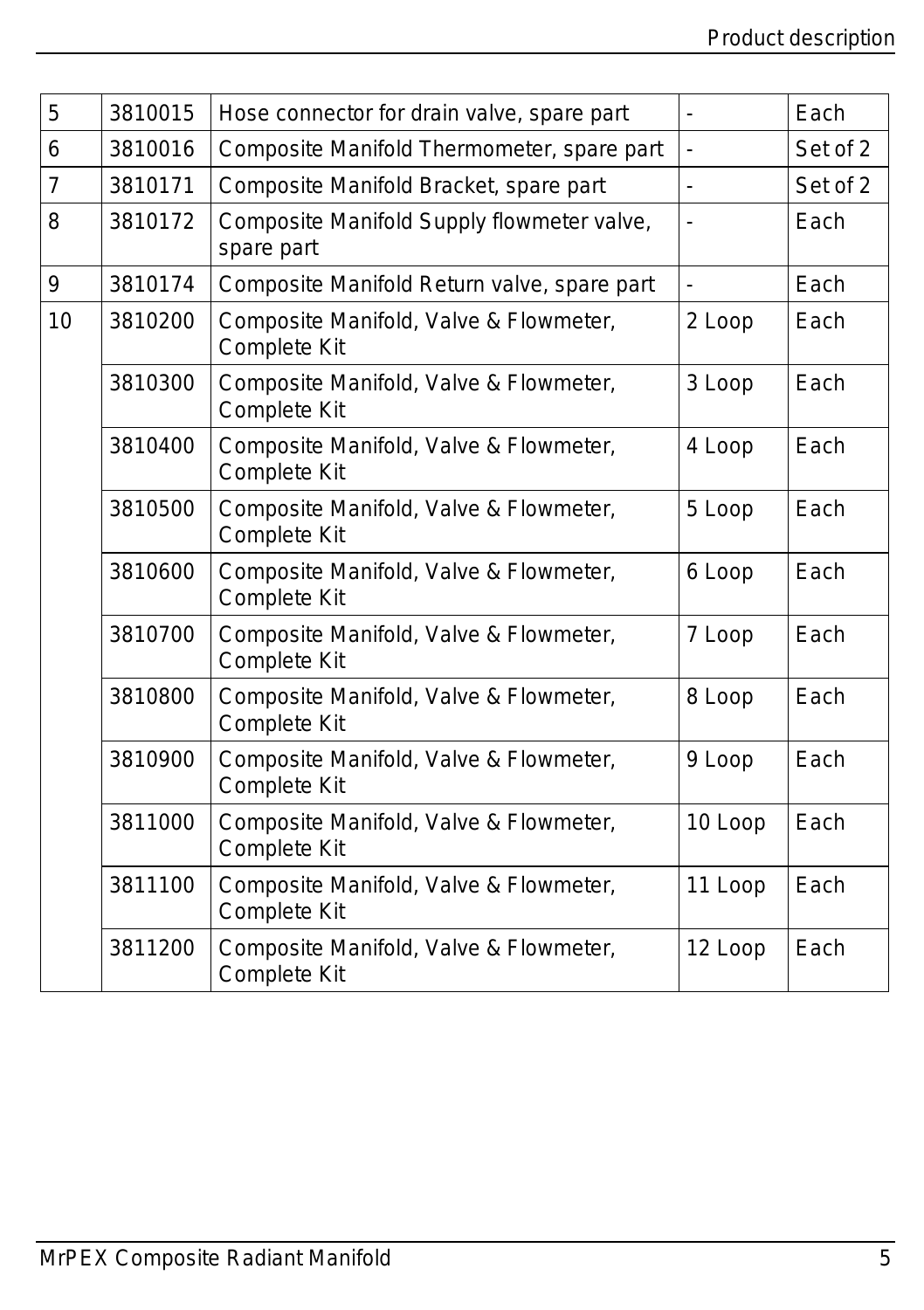| 5 | 3810015 | Hose connector for drain valve, spare part | - | Each |
|---|---|---|---|---|
| 6 | 3810016 | Composite Manifold Thermometer, spare part | - | Set of 2 |
| 7 | 3810171 | Composite Manifold Bracket, spare part | - | Set of 2 |
| 8 | 3810172 | Composite Manifold Supply flowmeter valve, spare part | - | Each |
| 9 | 3810174 | Composite Manifold Return valve, spare part | - | Each |
| 10 | 3810200 | Composite Manifold, Valve & Flowmeter, Complete Kit | 2 Loop | Each |
| | 3810300 | Composite Manifold, Valve & Flowmeter, Complete Kit | 3 Loop | Each |
| | 3810400 | Composite Manifold, Valve & Flowmeter, Complete Kit | 4 Loop | Each |
| | 3810500 | Composite Manifold, Valve & Flowmeter, Complete Kit | 5 Loop | Each |
| | 3810600 | Composite Manifold, Valve & Flowmeter, Complete Kit | 6 Loop | Each |
| | 3810700 | Composite Manifold, Valve & Flowmeter, Complete Kit | 7 Loop | Each |
| | 3810800 | Composite Manifold, Valve & Flowmeter, Complete Kit | 8 Loop | Each |
| | 3810900 | Composite Manifold, Valve & Flowmeter, Complete Kit | 9 Loop | Each |
| | 3811000 | Composite Manifold, Valve & Flowmeter, Complete Kit | 10 Loop | Each |
| | 3811100 | Composite Manifold, Valve & Flowmeter, Complete Kit | 11 Loop | Each |
| | 3811200 | Composite Manifold, Valve & Flowmeter, Complete Kit | 12 Loop | Each |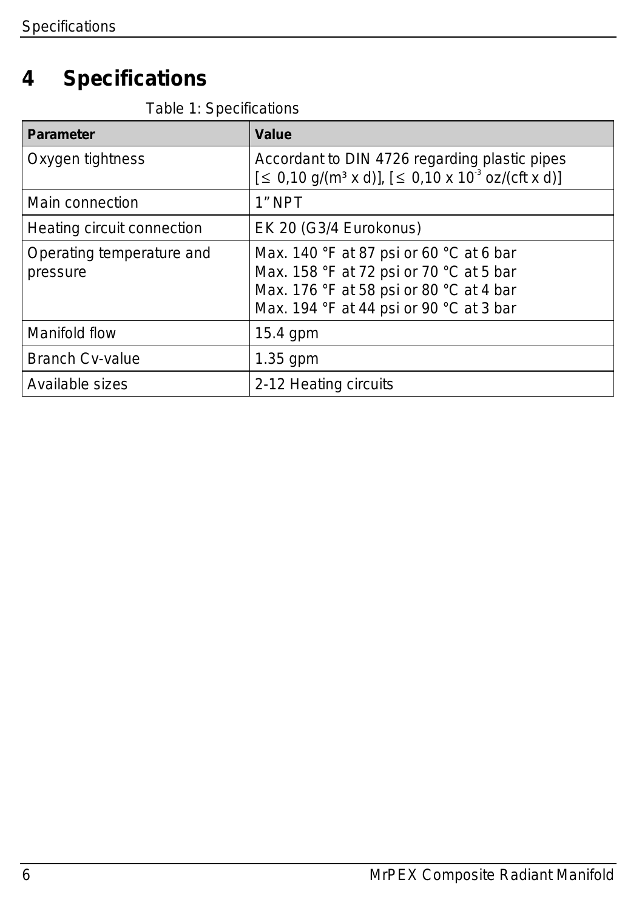# 4 Specifications

Table 1: Specifications

| Parameter | Value |
|---|---|
| Oxygen tightness | Accordant to DIN 4726 regarding plastic pipes [≤ 0,10 g/(m³ x d)], [≤ 0,10 x $10^{-3}$ oz/(cft x d)] |
| Main connection | 1" NPT |
| Heating circuit connection | EK 20 (G3/4 Eurokonus) |
| Operating temperature and pressure | Max. 140 °F at 87 psi or 60 °C at 6 bar<br>Max. 158 °F at 72 psi or 70 °C at 5 bar<br>Max. 176 °F at 58 psi or 80 °C at 4 bar<br>Max. 194 °F at 44 psi or 90 °C at 3 bar |
| Manifold flow | 15.4 gpm |
| Branch Cv-value | 1.35 gpm |
| Available sizes | 2-12 Heating circuits |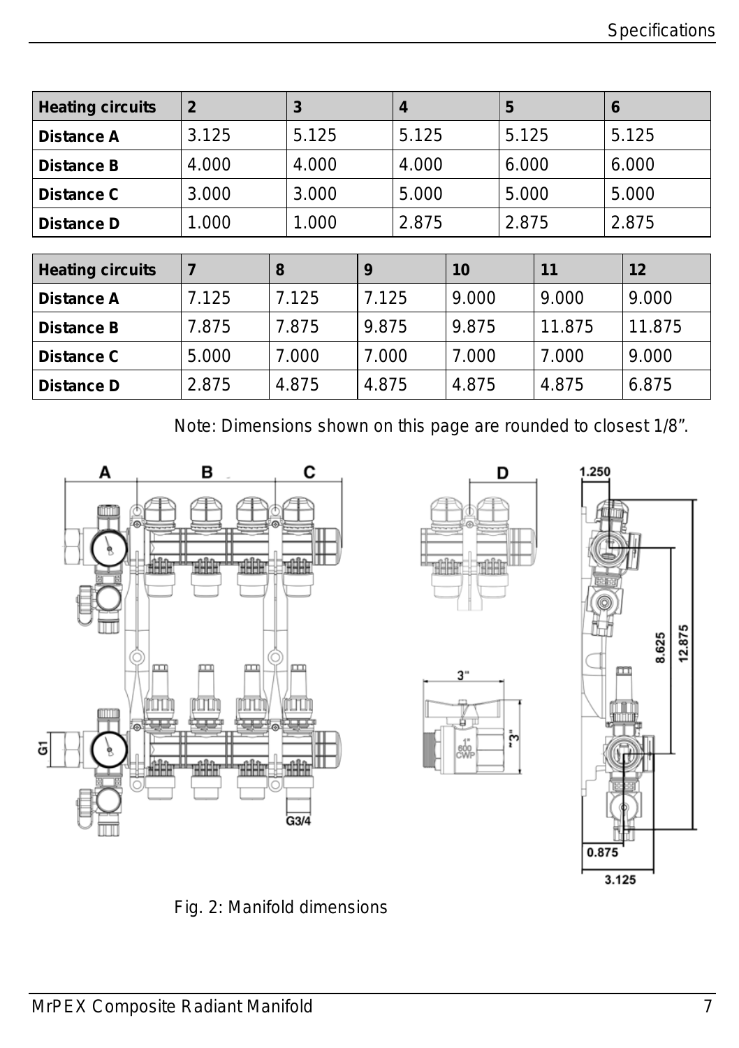| Heading circuits | 2 | 3 | 4 | 5 | 6 |
|---|---|---|---|---|---|
| Distance A | 3.125 | 5.125 | 5.125 | 5.125 | 5.125 |
| Distance B | 4.000 | 4.000 | 4.000 | 6.000 | 6.000 |
| Distance C | 3.000 | 3.000 | 5.000 | 5.000 | 5.000 |
| Distance D | 1.000 | 1.000 | 2.875 | 2.875 | 2.875 |

| Heating circuits | 7 | 8 | 9 | 10 | 11 | 12 |
|---|---|---|---|---|---|---|
| Distance A | 7.125 | 7.125 | 7.125 | 9.000 | 9.000 | 9.000 |
| Distance B | 7.875 | 7.875 | 9.875 | 9.875 | 11.875 | 11.875 |
| Distance C | 5.000 | 7.000 | 7.000 | 7.000 | 7.000 | 9.000 |
| Distance D | 2.875 | 4.875 | 4.875 | 4.875 | 4.875 | 6.875 |

Note: Dimensions shown on this page are rounded to closest 1/8".

Fig. 2: Manifold dimensions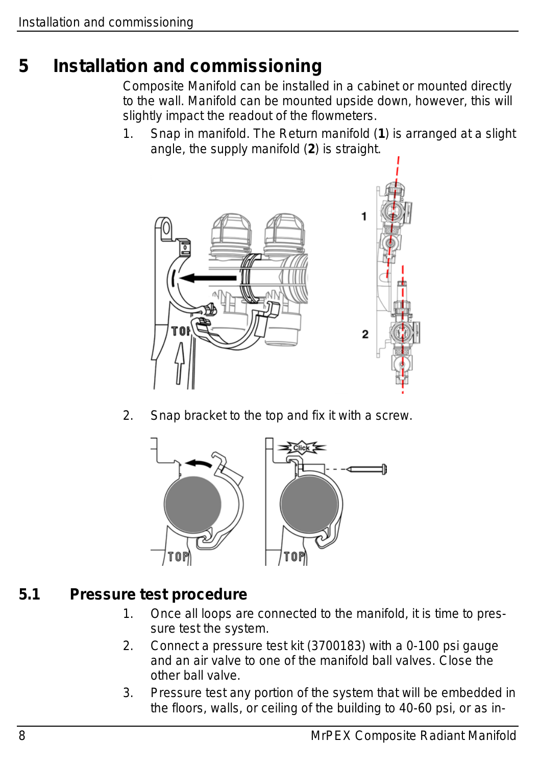# 5 Installation and commissioning

Composite Manifold can be installed in a cabinet or mounted directly to the wall. Manifold can be mounted upside down, however, this will slightly impact the readout of the flowmeters.

1. Snap in manifold. The Return manifold (**1**) is arranged at a slight angle, the supply manifold (**2**) is straight.
2. Snap bracket to the top and fix it with a screw.

## 5.1 Pressure test procedure

1. Once all loops are connected to the manifold, it is time to pressure test the system.
2. Connect a pressure test kit (3700183) with a 0-100 psi gauge and an air valve to one of the manifold ball valves. Close the other ball valve.
3. Pressure test any portion of the system that will be embedded in the floors, walls, or ceiling of the building to 40-60 psi, or as in-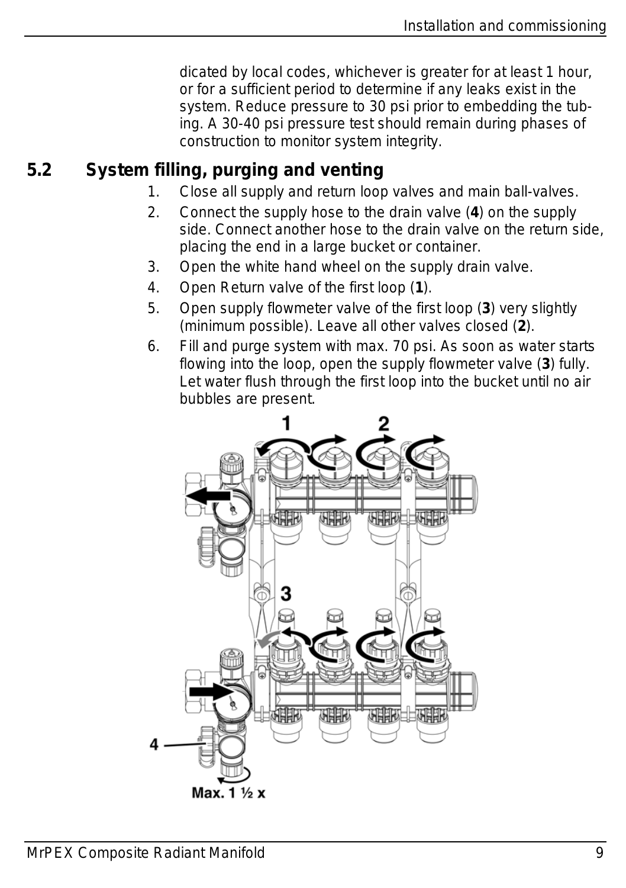dicated by local codes, whichever is greater for at least 1 hour, or for a sufficient period to determine if any leaks exist in the system. Reduce pressure to 30 psi prior to embedding the tubing. A 30-40 psi pressure test should remain during phases of construction to monitor system integrity.

## 5.2 System filling, purging and venting

1. Close all supply and return loop valves and main ball-valves.
2. Connect the supply hose to the drain valve (**4**) on the supply side. Connect another hose to the drain valve on the return side, placing the end in a large bucket or container.
3. Open the white hand wheel on the supply drain valve.
4. Open Return valve of the first loop (**1**).
5. Open supply flowmeter valve of the first loop (**3**) very slightly (minimum possible). Leave all other valves closed (**2**).
6. Fill and purge system with max. 70 psi. As soon as water starts flowing into the loop, open the supply flowmeter valve (**3**) fully. Let water flush through the first loop into the bucket until no air bubbles are present.

1 2 3 4

Max. 1 ½ x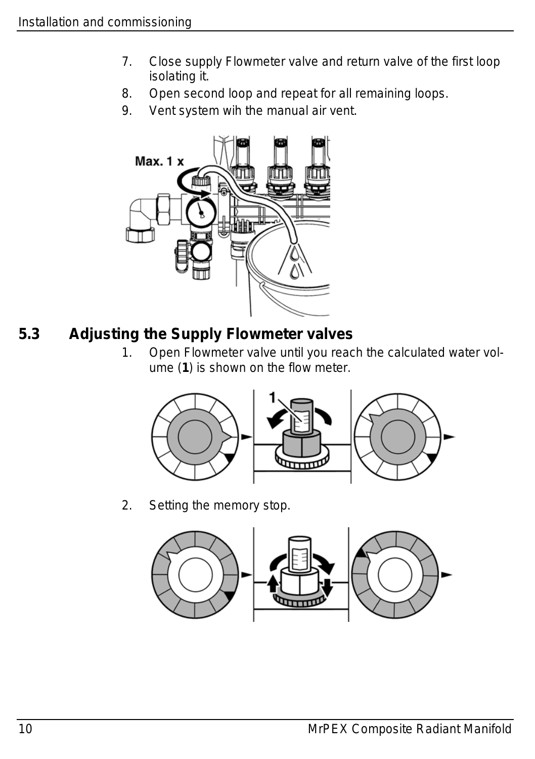7. Close supply Flowmeter valve and return valve of the first loop isolating it.
8. Open second loop and repeat for all remaining loops.
9. Vent system wih the manual air vent.

## 5.3 Adjusting the Supply Flowmeter valves

1. Open Flowmeter valve until you reach the calculated water volume (**1**) is shown on the flow meter.

2. Setting the memory stop.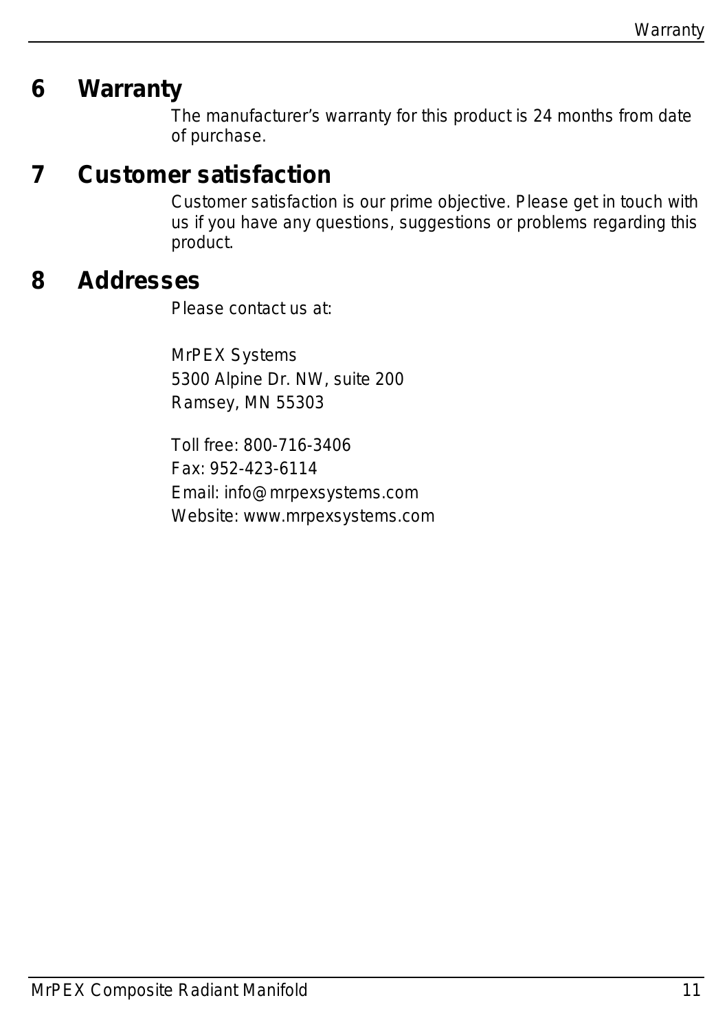# 6 Warranty

The manufacturer's warranty for this product is 24 months from date of purchase.

# 7 Customer satisfaction

Customer satisfaction is our prime objective. Please get in touch with us if you have any questions, suggestions or problems regarding this product.

# 8 Addresses

Please contact us at:

MrPEX Systems
5300 Alpine Dr. NW, suite 200
Ramsey, MN 55303

Toll free: 800-716-3406
Fax: 952-423-6114
Email: info@mrpexsystems.com
Website: www.mrpexsystems.com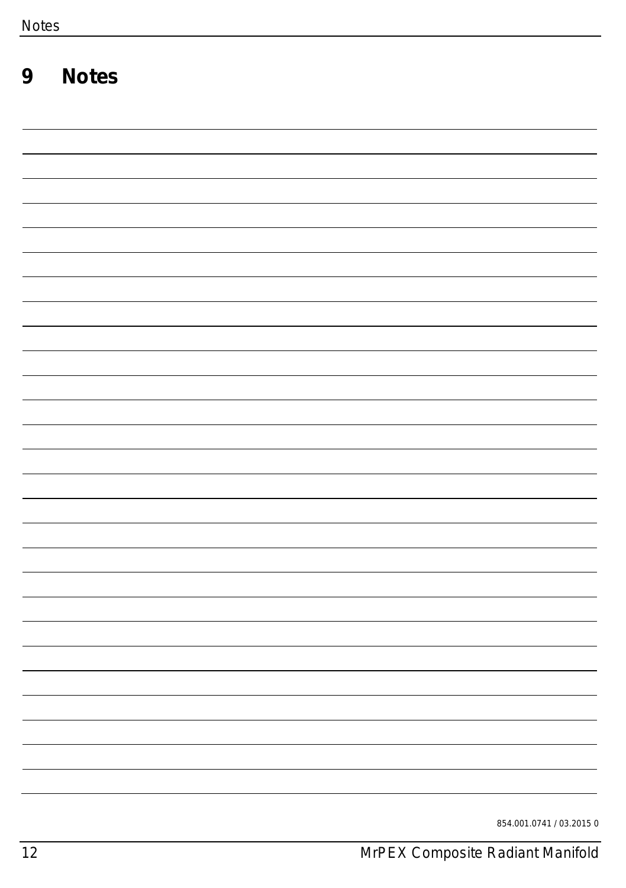# 9 Notes

854.001.0741 / 03.2015 0